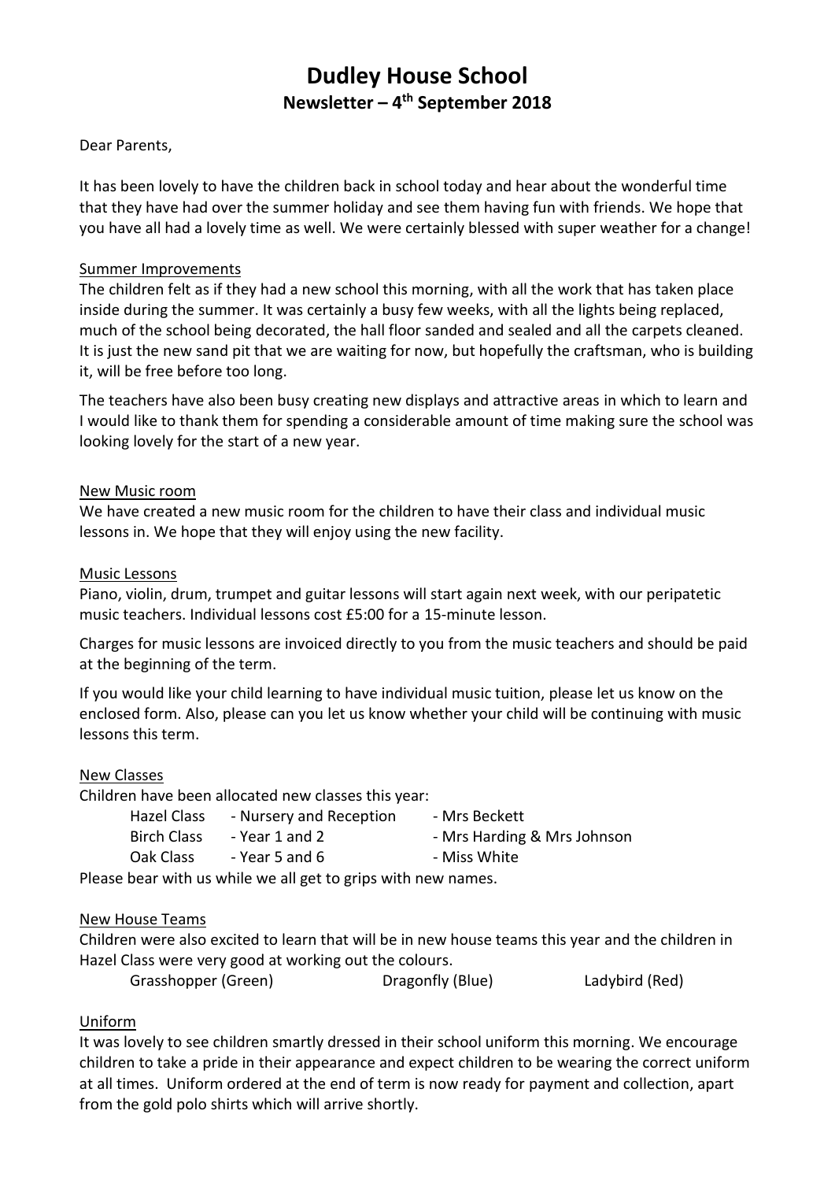# Dudley House School

## Newsletter – 4th September 2018

Dear Parents,

It has been lovely to have the children back in school today and hear about the wonderful time that they have had over the summer holiday and see them having fun with friends. We hope that you have all had a lovely time as well. We were certainly blessed with super weather for a change!

### Summer Improvements

The children felt as if they had a new school this morning, with all the work that has taken place inside during the summer. It was certainly a busy few weeks, with all the lights being replaced, much of the school being decorated, the hall floor sanded and sealed and all the carpets cleaned. It is just the new sand pit that we are waiting for now, but hopefully the craftsman, who is building it, will be free before too long.

The teachers have also been busy creating new displays and attractive areas in which to learn and I would like to thank them for spending a considerable amount of time making sure the school was looking lovely for the start of a new year.

### New Music room

We have created a new music room for the children to have their class and individual music lessons in. We hope that they will enjoy using the new facility.

### Music Lessons

Piano, violin, drum, trumpet and guitar lessons will start again next week, with our peripatetic music teachers. Individual lessons cost £5:00 for a 15-minute lesson.

Charges for music lessons are invoiced directly to you from the music teachers and should be paid at the beginning of the term.

If you would like your child learning to have individual music tuition, please let us know on the enclosed form. Also, please can you let us know whether your child will be continuing with music lessons this term.

### New Classes

Children have been allocated new classes this year:

| | | |
|---|---|---|
| Hazel Class | - Nursery and Reception | - Mrs Beckett |
| Birch Class | - Year 1 and 2 | - Mrs Harding & Mrs Johnson |
| Oak Class | - Year 5 and 6 | - Miss White |

Please bear with us while we all get to grips with new names.

### New House Teams

Children were also excited to learn that will be in new house teams this year and the children in Hazel Class were very good at working out the colours.

Grasshopper (Green) Dragonfly (Blue) Ladybird (Red)

### Uniform

It was lovely to see children smartly dressed in their school uniform this morning. We encourage children to take a pride in their appearance and expect children to be wearing the correct uniform at all times. Uniform ordered at the end of term is now ready for payment and collection, apart from the gold polo shirts which will arrive shortly.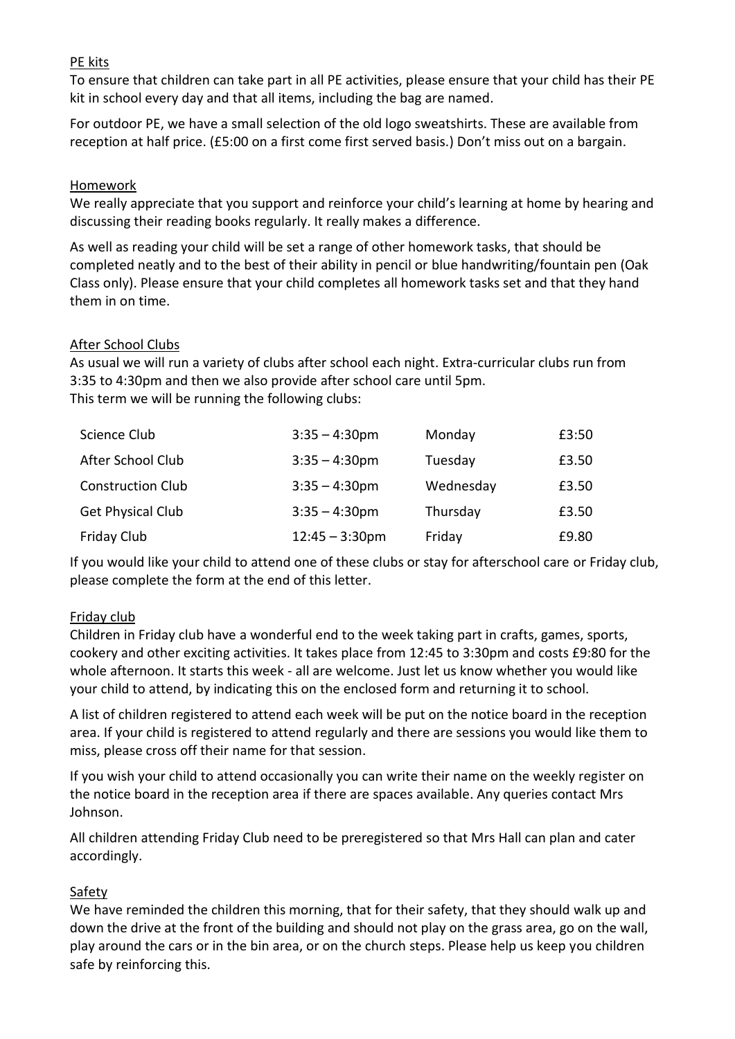## PE kits

To ensure that children can take part in all PE activities, please ensure that your child has their PE kit in school every day and that all items, including the bag are named.

For outdoor PE, we have a small selection of the old logo sweatshirts. These are available from reception at half price. (£5:00 on a first come first served basis.) Don't miss out on a bargain.

## Homework

We really appreciate that you support and reinforce your child's learning at home by hearing and discussing their reading books regularly. It really makes a difference.

As well as reading your child will be set a range of other homework tasks, that should be completed neatly and to the best of their ability in pencil or blue handwriting/fountain pen (Oak Class only). Please ensure that your child completes all homework tasks set and that they hand them in on time.

## After School Clubs

As usual we will run a variety of clubs after school each night. Extra-curricular clubs run from 3:35 to 4:30pm and then we also provide after school care until 5pm.
This term we will be running the following clubs:

| Club | Time | Day | Cost |
|---|---|---|---|
| Science Club | 3:35 – 4:30pm | Monday | £3:50 |
| After School Club | 3:35 – 4:30pm | Tuesday | £3.50 |
| Construction Club | 3:35 – 4:30pm | Wednesday | £3.50 |
| Get Physical Club | 3:35 – 4:30pm | Thursday | £3.50 |
| Friday Club | 12:45 – 3:30pm | Friday | £9.80 |

If you would like your child to attend one of these clubs or stay for afterschool care or Friday club, please complete the form at the end of this letter.

## Friday club

Children in Friday club have a wonderful end to the week taking part in crafts, games, sports, cookery and other exciting activities. It takes place from 12:45 to 3:30pm and costs £9:80 for the whole afternoon. It starts this week - all are welcome. Just let us know whether you would like your child to attend, by indicating this on the enclosed form and returning it to school.

A list of children registered to attend each week will be put on the notice board in the reception area. If your child is registered to attend regularly and there are sessions you would like them to miss, please cross off their name for that session.

If you wish your child to attend occasionally you can write their name on the weekly register on the notice board in the reception area if there are spaces available. Any queries contact Mrs Johnson.

All children attending Friday Club need to be preregistered so that Mrs Hall can plan and cater accordingly.

## Safety

We have reminded the children this morning, that for their safety, that they should walk up and down the drive at the front of the building and should not play on the grass area, go on the wall, play around the cars or in the bin area, or on the church steps. Please help us keep you children safe by reinforcing this.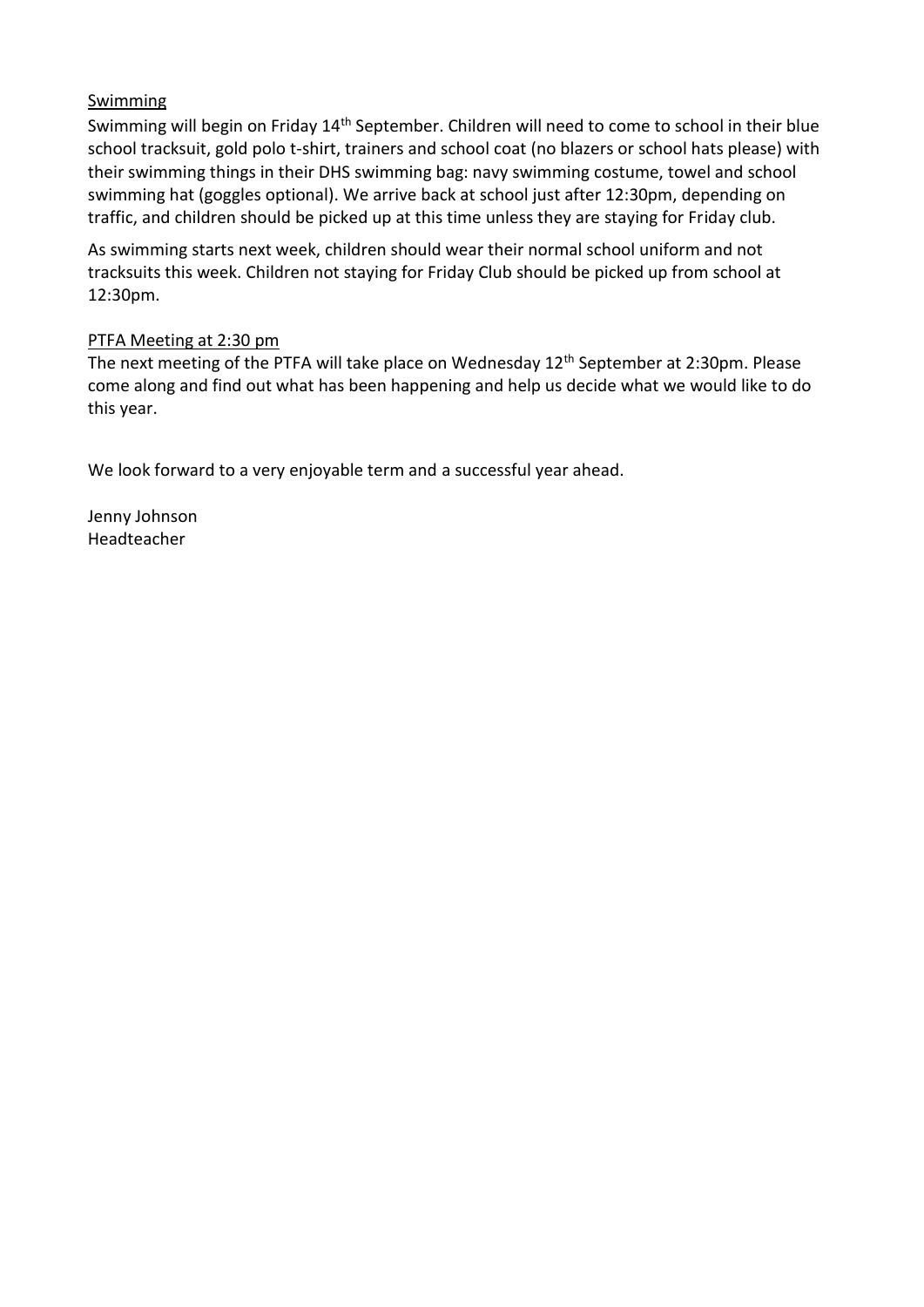<u>Swimming</u>

Swimming will begin on Friday 14th September. Children will need to come to school in their blue school tracksuit, gold polo t-shirt, trainers and school coat (no blazers or school hats please) with their swimming things in their DHS swimming bag: navy swimming costume, towel and school swimming hat (goggles optional). We arrive back at school just after 12:30pm, depending on traffic, and children should be picked up at this time unless they are staying for Friday club.

As swimming starts next week, children should wear their normal school uniform and not tracksuits this week. Children not staying for Friday Club should be picked up from school at 12:30pm.

<u>PTFA Meeting at 2:30 pm</u>

The next meeting of the PTFA will take place on Wednesday 12th September at 2:30pm. Please come along and find out what has been happening and help us decide what we would like to do this year.

We look forward to a very enjoyable term and a successful year ahead.

Jenny Johnson
Headteacher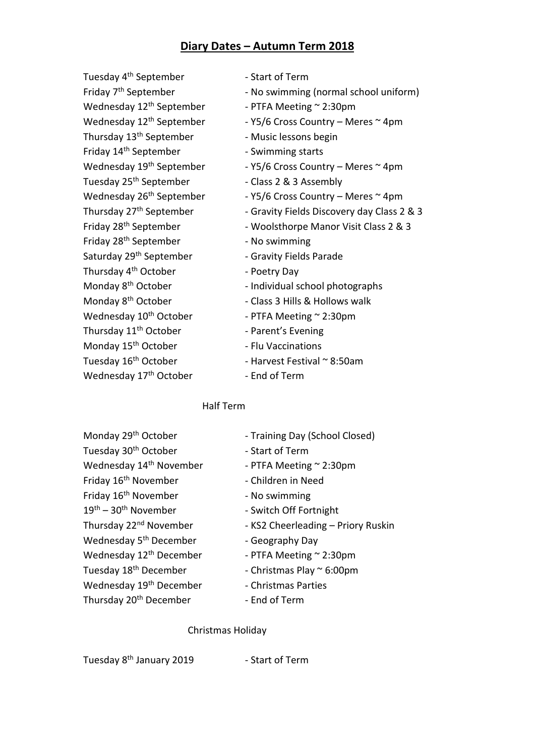# Diary Dates – Autumn Term 2018

| | |
|---|---|
| Tuesday 4th September | - Start of Term |
| Friday 7th September | - No swimming (normal school uniform) |
| Wednesday 12th September | - PTFA Meeting ~ 2:30pm |
| Wednesday 12th September | - Y5/6 Cross Country – Meres ~ 4pm |
| Thursday 13th September | - Music lessons begin |
| Friday 14th September | - Swimming starts |
| Wednesday 19th September | - Y5/6 Cross Country – Meres ~ 4pm |
| Tuesday 25th September | - Class 2 & 3 Assembly |
| Wednesday 26th September | - Y5/6 Cross Country – Meres ~ 4pm |
| Thursday 27th September | - Gravity Fields Discovery day Class 2 & 3 |
| Friday 28th September | - Woolsthorpe Manor Visit Class 2 & 3 |
| Friday 28th September | - No swimming |
| Saturday 29th September | - Gravity Fields Parade |
| Thursday 4th October | - Poetry Day |
| Monday 8th October | - Individual school photographs |
| Monday 8th October | - Class 3 Hills & Hollows walk |
| Wednesday 10th October | - PTFA Meeting ~ 2:30pm |
| Thursday 11th October | - Parent's Evening |
| Monday 15th October | - Flu Vaccinations |
| Tuesday 16th October | - Harvest Festival ~ 8:50am |
| Wednesday 17th October | - End of Term |

Half Term

| | |
|---|---|
| Monday 29th October | - Training Day (School Closed) |
| Tuesday 30th October | - Start of Term |
| Wednesday 14th November | - PTFA Meeting ~ 2:30pm |
| Friday 16th November | - Children in Need |
| Friday 16th November | - No swimming |
| 19th – 30th November | - Switch Off Fortnight |
| Thursday 22nd November | - KS2 Cheerleading – Priory Ruskin |
| Wednesday 5th December | - Geography Day |
| Wednesday 12th December | - PTFA Meeting ~ 2:30pm |
| Tuesday 18th December | - Christmas Play ~ 6:00pm |
| Wednesday 19th December | - Christmas Parties |
| Thursday 20th December | - End of Term |

Christmas Holiday

| | |
|---|---|
| Tuesday 8th January 2019 | - Start of Term |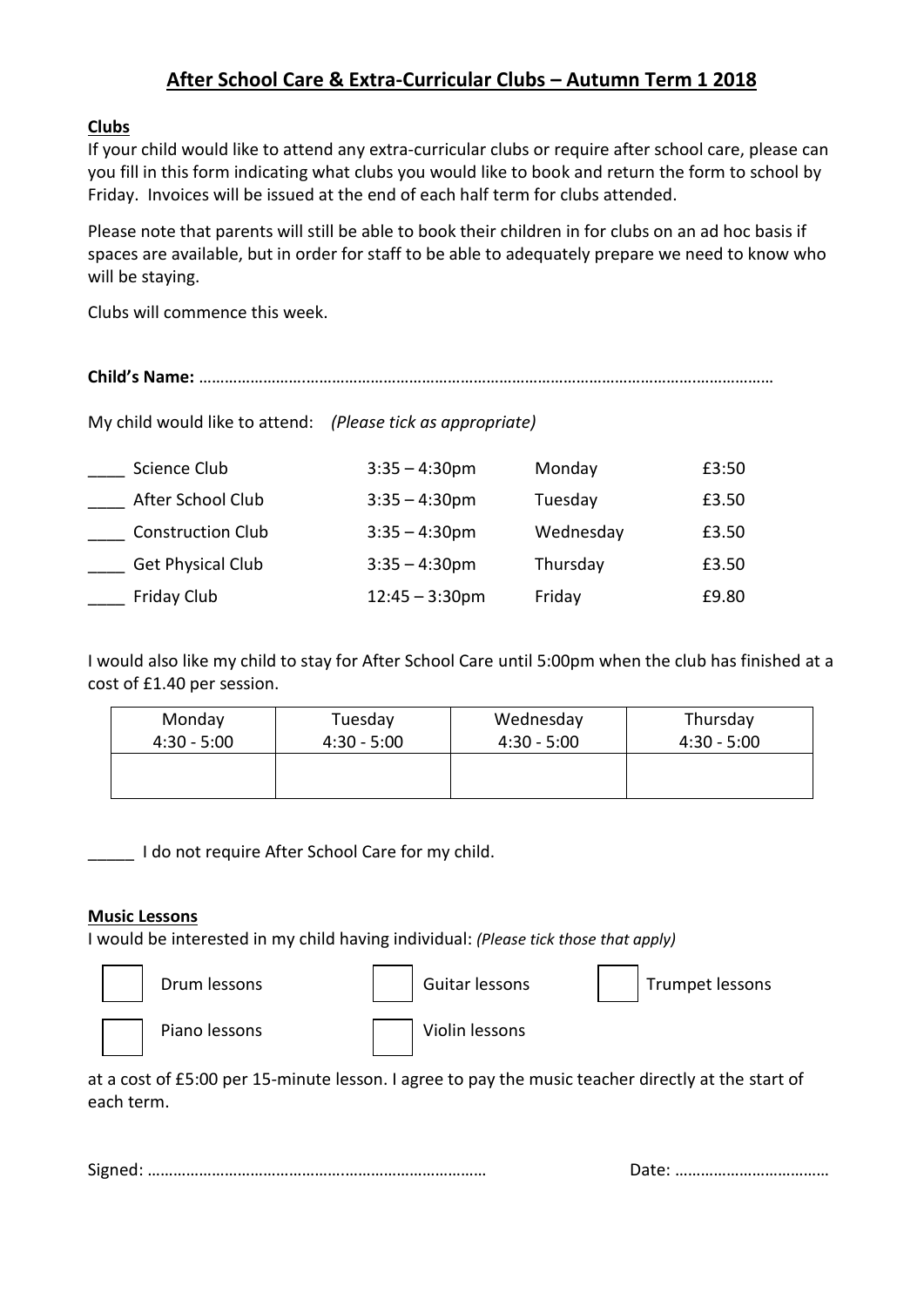# After School Care & Extra-Curricular Clubs – Autumn Term 1 2018

**Clubs**

If your child would like to attend any extra-curricular clubs or require after school care, please can you fill in this form indicating what clubs you would like to book and return the form to school by Friday. Invoices will be issued at the end of each half term for clubs attended.

Please note that parents will still be able to book their children in for clubs on an ad hoc basis if spaces are available, but in order for staff to be able to adequately prepare we need to know who will be staying.

Clubs will commence this week.

**Child's Name:** …………………………………………………………………………………………………………………

My child would like to attend: *(Please tick as appropriate)*

| | | | | |
|---|---|---|---|---|
| ____ | Science Club | 3:35 – 4:30pm | Monday | £3:50 |
| ____ | After School Club | 3:35 – 4:30pm | Tuesday | £3.50 |
| ____ | Construction Club | 3:35 – 4:30pm | Wednesday | £3.50 |
| ____ | Get Physical Club | 3:35 – 4:30pm | Thursday | £3.50 |
| ____ | Friday Club | 12:45 – 3:30pm | Friday | £9.80 |

I would also like my child to stay for After School Care until 5:00pm when the club has finished at a cost of £1.40 per session.

| Monday 4:30 - 5:00 | Tuesday 4:30 - 5:00 | Wednesday 4:30 - 5:00 | Thursday 4:30 - 5:00 |
|---|---|---|---|
| | | | |

_____ I do not require After School Care for my child.

**Music Lessons**

I would be interested in my child having individual: *(Please tick those that apply)*

☐ Drum lessons ☐ Guitar lessons ☐ Trumpet lessons

☐ Piano lessons ☐ Violin lessons

at a cost of £5:00 per 15-minute lesson. I agree to pay the music teacher directly at the start of each term.

Signed: …………………………………………………………………… Date: ………………………………